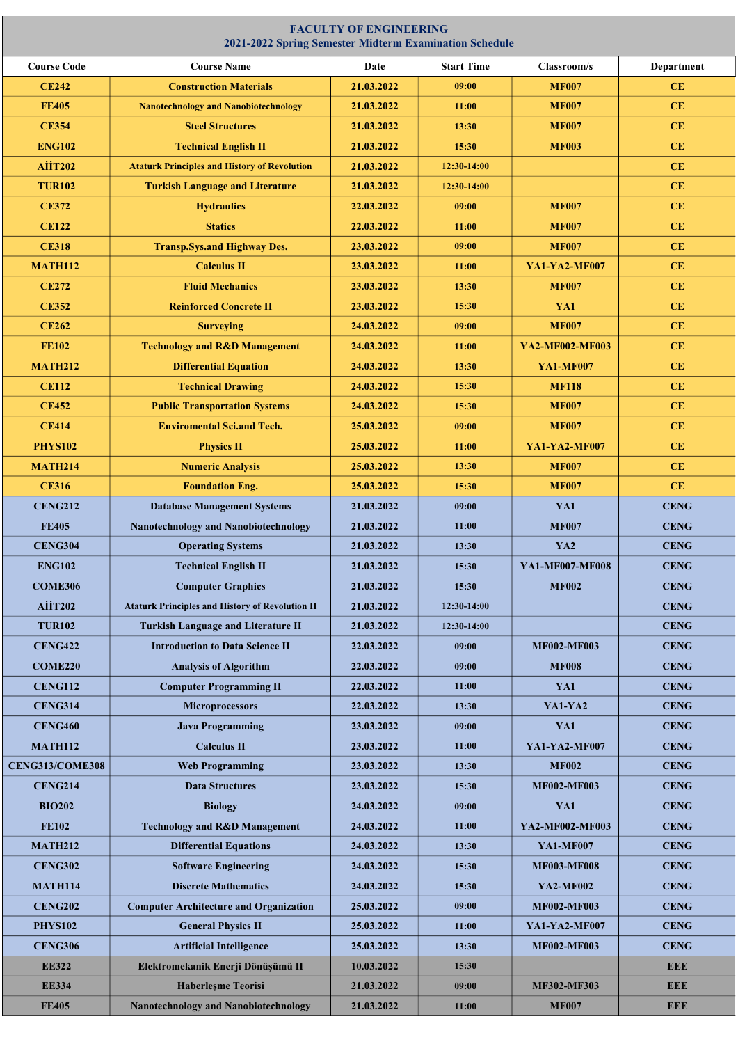# FACULTY OF ENGINEERING
## 2021-2022 Spring Semester Midterm Examination Schedule

| Course Code | Course Name | Date | Start Time | Classroom/s | Department |
|---|---|---|---|---|---|
| CE242 | Construction Materials | 21.03.2022 | 09:00 | MF007 | CE |
| FE405 | Nanotechnology and Nanobiotechnology | 21.03.2022 | 11:00 | MF007 | CE |
| CE354 | Steel Structures | 21.03.2022 | 13:30 | MF007 | CE |
| ENG102 | Technical English II | 21.03.2022 | 15:30 | MF003 | CE |
| AİİT202 | Ataturk Principles and History of Revolution | 21.03.2022 | 12:30-14:00 | | CE |
| TUR102 | Turkish Language and Literature | 21.03.2022 | 12:30-14:00 | | CE |
| CE372 | Hydraulics | 22.03.2022 | 09:00 | MF007 | CE |
| CE122 | Statics | 22.03.2022 | 11:00 | MF007 | CE |
| CE318 | Transp.Sys.and Highway Des. | 23.03.2022 | 09:00 | MF007 | CE |
| MATH112 | Calculus II | 23.03.2022 | 11:00 | YA1-YA2-MF007 | CE |
| CE272 | Fluid Mechanics | 23.03.2022 | 13:30 | MF007 | CE |
| CE352 | Reinforced Concrete II | 23.03.2022 | 15:30 | YA1 | CE |
| CE262 | Surveying | 24.03.2022 | 09:00 | MF007 | CE |
| FE102 | Technology and R&D Management | 24.03.2022 | 11:00 | YA2-MF002-MF003 | CE |
| MATH212 | Differential Equation | 24.03.2022 | 13:30 | YA1-MF007 | CE |
| CE112 | Technical Drawing | 24.03.2022 | 15:30 | MF118 | CE |
| CE452 | Public Transportation Systems | 24.03.2022 | 15:30 | MF007 | CE |
| CE414 | Enviromental Sci.and Tech. | 25.03.2022 | 09:00 | MF007 | CE |
| PHYS102 | Physics II | 25.03.2022 | 11:00 | YA1-YA2-MF007 | CE |
| MATH214 | Numeric Analysis | 25.03.2022 | 13:30 | MF007 | CE |
| CE316 | Foundation Eng. | 25.03.2022 | 15:30 | MF007 | CE |
| CENG212 | Database Management Systems | 21.03.2022 | 09:00 | YA1 | CENG |
| FE405 | Nanotechnology and Nanobiotechnology | 21.03.2022 | 11:00 | MF007 | CENG |
| CENG304 | Operating Systems | 21.03.2022 | 13:30 | YA2 | CENG |
| ENG102 | Technical English II | 21.03.2022 | 15:30 | YA1-MF007-MF008 | CENG |
| COME306 | Computer Graphics | 21.03.2022 | 15:30 | MF002 | CENG |
| AİİT202 | Ataturk Principles and History of Revolution II | 21.03.2022 | 12:30-14:00 | | CENG |
| TUR102 | Turkish Language and Literature II | 21.03.2022 | 12:30-14:00 | | CENG |
| CENG422 | Introduction to Data Science II | 22.03.2022 | 09:00 | MF002-MF003 | CENG |
| COME220 | Analysis of Algorithm | 22.03.2022 | 09:00 | MF008 | CENG |
| CENG112 | Computer Programming II | 22.03.2022 | 11:00 | YA1 | CENG |
| CENG314 | Microprocessors | 22.03.2022 | 13:30 | YA1-YA2 | CENG |
| CENG460 | Java Programming | 23.03.2022 | 09:00 | YA1 | CENG |
| MATH112 | Calculus II | 23.03.2022 | 11:00 | YA1-YA2-MF007 | CENG |
| CENG313/COME308 | Web Programming | 23.03.2022 | 13:30 | MF002 | CENG |
| CENG214 | Data Structures | 23.03.2022 | 15:30 | MF002-MF003 | CENG |
| BIO202 | Biology | 24.03.2022 | 09:00 | YA1 | CENG |
| FE102 | Technology and R&D Management | 24.03.2022 | 11:00 | YA2-MF002-MF003 | CENG |
| MATH212 | Differential Equations | 24.03.2022 | 13:30 | YA1-MF007 | CENG |
| CENG302 | Software Engineering | 24.03.2022 | 15:30 | MF003-MF008 | CENG |
| MATH114 | Discrete Mathematics | 24.03.2022 | 15:30 | YA2-MF002 | CENG |
| CENG202 | Computer Architecture and Organization | 25.03.2022 | 09:00 | MF002-MF003 | CENG |
| PHYS102 | General Physics II | 25.03.2022 | 11:00 | YA1-YA2-MF007 | CENG |
| CENG306 | Artificial Intelligence | 25.03.2022 | 13:30 | MF002-MF003 | CENG |
| EE322 | Elektromekanik Enerji Dönüşümü II | 10.03.2022 | 15:30 | | EEE |
| EE334 | Haberleşme Teorisi | 21.03.2022 | 09:00 | MF302-MF303 | EEE |
| FE405 | Nanotechnology and Nanobiotechnology | 21.03.2022 | 11:00 | MF007 | EEE |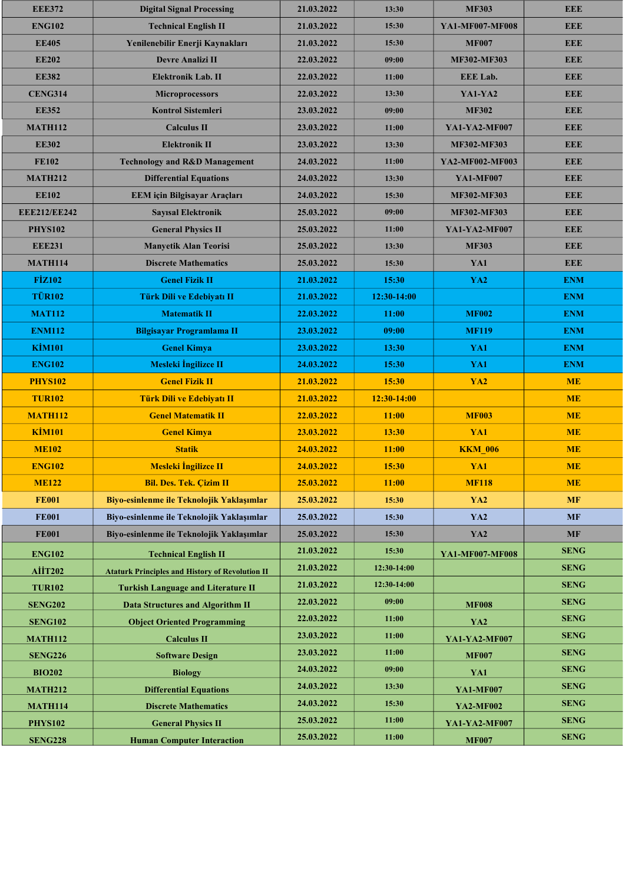| | | | | | |
|---|---|---|---|---|---|
| EEE372 | Digital Signal Processing | 21.03.2022 | 13:30 | MF303 | EEE |
| ENG102 | Technical English II | 21.03.2022 | 15:30 | YA1-MF007-MF008 | EEE |
| EE405 | Yenilenebilir Enerji Kaynakları | 21.03.2022 | 15:30 | MF007 | EEE |
| EE202 | Devre Analizi II | 22.03.2022 | 09:00 | MF302-MF303 | EEE |
| EE382 | Elektronik Lab. II | 22.03.2022 | 11:00 | EEE Lab. | EEE |
| CENG314 | Microprocessors | 22.03.2022 | 13:30 | YA1-YA2 | EEE |
| EE352 | Kontrol Sistemleri | 23.03.2022 | 09:00 | MF302 | EEE |
| MATH112 | Calculus II | 23.03.2022 | 11:00 | YA1-YA2-MF007 | EEE |
| EE302 | Elektronik II | 23.03.2022 | 13:30 | MF302-MF303 | EEE |
| FE102 | Technology and R&D Management | 24.03.2022 | 11:00 | YA2-MF002-MF003 | EEE |
| MATH212 | Differential Equations | 24.03.2022 | 13:30 | YA1-MF007 | EEE |
| EE102 | EEM için Bilgisayar Araçları | 24.03.2022 | 15:30 | MF302-MF303 | EEE |
| EEE212/EE242 | Sayısal Elektronik | 25.03.2022 | 09:00 | MF302-MF303 | EEE |
| PHYS102 | General Physics II | 25.03.2022 | 11:00 | YA1-YA2-MF007 | EEE |
| EEE231 | Manyetik Alan Teorisi | 25.03.2022 | 13:30 | MF303 | EEE |
| MATH114 | Discrete Mathematics | 25.03.2022 | 15:30 | YA1 | EEE |
| FİZ102 | Genel Fizik II | 21.03.2022 | 15:30 | YA2 | ENM |
| TÜR102 | Türk Dili ve Edebiyatı II | 21.03.2022 | 12:30-14:00 | | ENM |
| MAT112 | Matematik II | 22.03.2022 | 11:00 | MF002 | ENM |
| ENM112 | Bilgisayar Programlama II | 23.03.2022 | 09:00 | MF119 | ENM |
| KİM101 | Genel Kimya | 23.03.2022 | 13:30 | YA1 | ENM |
| ENG102 | Mesleki İngilizce II | 24.03.2022 | 15:30 | YA1 | ENM |
| PHYS102 | Genel Fizik II | 21.03.2022 | 15:30 | YA2 | ME |
| TUR102 | Türk Dili ve Edebiyatı II | 21.03.2022 | 12:30-14:00 | | ME |
| MATH112 | Genel Matematik II | 22.03.2022 | 11:00 | MF003 | ME |
| KİM101 | Genel Kimya | 23.03.2022 | 13:30 | YA1 | ME |
| ME102 | Statik | 24.03.2022 | 11:00 | KKM_006 | ME |
| ENG102 | Mesleki İngilizce II | 24.03.2022 | 15:30 | YA1 | ME |
| ME122 | Bil. Des. Tek. Çizim II | 25.03.2022 | 11:00 | MF118 | ME |
| FE001 | Biyo-esinlenme ile Teknolojik Yaklaşımlar | 25.03.2022 | 15:30 | YA2 | MF |
| FE001 | Biyo-esinlenme ile Teknolojik Yaklaşımlar | 25.03.2022 | 15:30 | YA2 | MF |
| FE001 | Biyo-esinlenme ile Teknolojik Yaklaşımlar | 25.03.2022 | 15:30 | YA2 | MF |
| ENG102 | Technical English II | 21.03.2022 | 15:30 | YA1-MF007-MF008 | SENG |
| AİİT202 | Ataturk Principles and History of Revolution II | 21.03.2022 | 12:30-14:00 | | SENG |
| TUR102 | Turkish Language and Literature II | 21.03.2022 | 12:30-14:00 | | SENG |
| SENG202 | Data Structures and Algorithm II | 22.03.2022 | 09:00 | MF008 | SENG |
| SENG102 | Object Oriented Programming | 22.03.2022 | 11:00 | YA2 | SENG |
| MATH112 | Calculus II | 23.03.2022 | 11:00 | YA1-YA2-MF007 | SENG |
| SENG226 | Software Design | 23.03.2022 | 11:00 | MF007 | SENG |
| BIO202 | Biology | 24.03.2022 | 09:00 | YA1 | SENG |
| MATH212 | Differential Equations | 24.03.2022 | 13:30 | YA1-MF007 | SENG |
| MATH114 | Discrete Mathematics | 24.03.2022 | 15:30 | YA2-MF002 | SENG |
| PHYS102 | General Physics II | 25.03.2022 | 11:00 | YA1-YA2-MF007 | SENG |
| SENG228 | Human Computer Interaction | 25.03.2022 | 11:00 | MF007 | SENG |